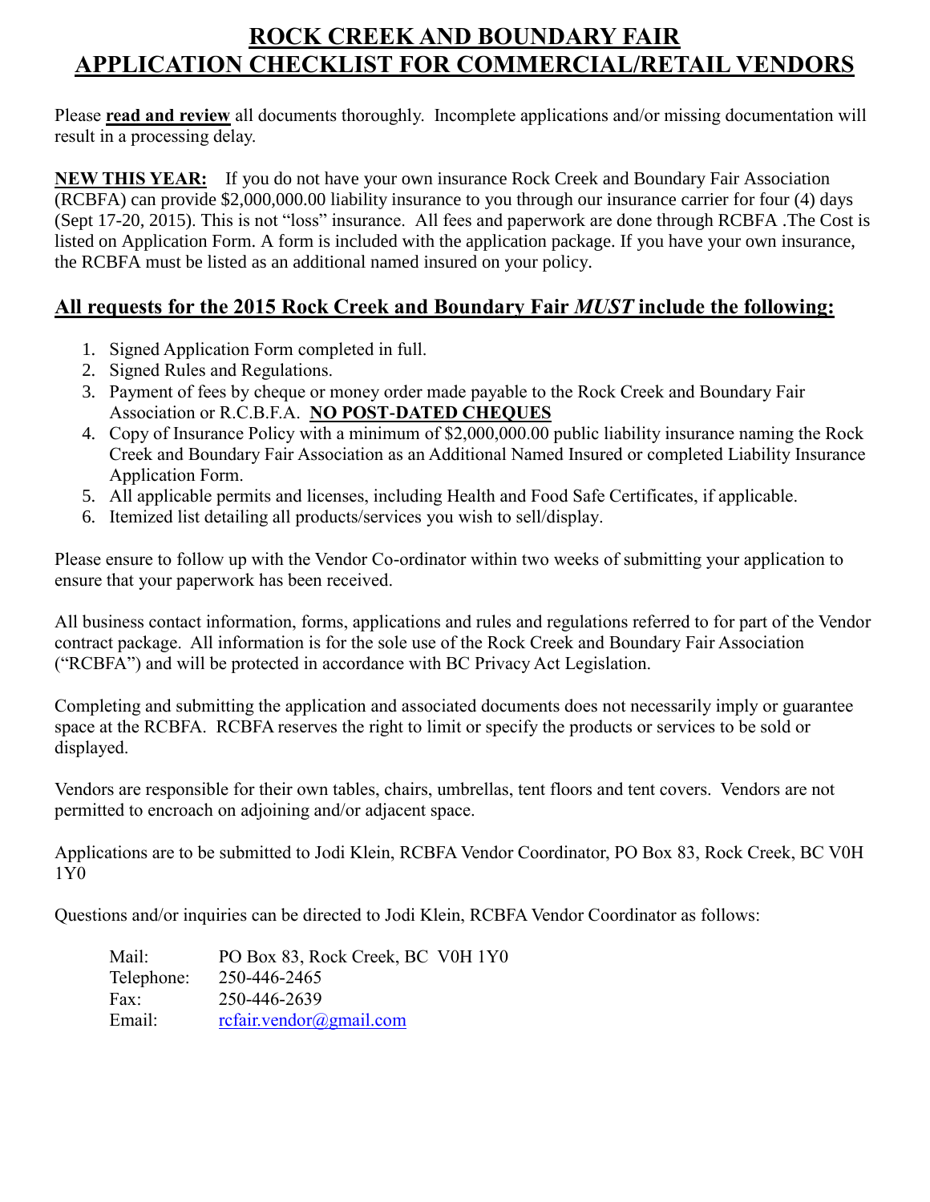# ROCK CREEK AND BOUNDARY FAIR
# APPLICATION CHECKLIST FOR COMMERCIAL/RETAIL VENDORS

Please **read and review** all documents thoroughly. Incomplete applications and/or missing documentation will result in a processing delay.

**NEW THIS YEAR:** If you do not have your own insurance Rock Creek and Boundary Fair Association (RCBFA) can provide $2,000,000.00 liability insurance to you through our insurance carrier for four (4) days (Sept 17-20, 2015). This is not "loss" insurance. All fees and paperwork are done through RCBFA .The Cost is listed on Application Form. A form is included with the application package. If you have your own insurance, the RCBFA must be listed as an additional named insured on your policy.

## All requests for the 2015 Rock Creek and Boundary Fair *MUST* include the following:

1. Signed Application Form completed in full.
2. Signed Rules and Regulations.
3. Payment of fees by cheque or money order made payable to the Rock Creek and Boundary Fair Association or R.C.B.F.A. **NO POST-DATED CHEQUES**
4. Copy of Insurance Policy with a minimum of $2,000,000.00 public liability insurance naming the Rock Creek and Boundary Fair Association as an Additional Named Insured or completed Liability Insurance Application Form.
5. All applicable permits and licenses, including Health and Food Safe Certificates, if applicable.
6. Itemized list detailing all products/services you wish to sell/display.

Please ensure to follow up with the Vendor Co-ordinator within two weeks of submitting your application to ensure that your paperwork has been received.

All business contact information, forms, applications and rules and regulations referred to for part of the Vendor contract package. All information is for the sole use of the Rock Creek and Boundary Fair Association ("RCBFA") and will be protected in accordance with BC Privacy Act Legislation.

Completing and submitting the application and associated documents does not necessarily imply or guarantee space at the RCBFA. RCBFA reserves the right to limit or specify the products or services to be sold or displayed.

Vendors are responsible for their own tables, chairs, umbrellas, tent floors and tent covers. Vendors are not permitted to encroach on adjoining and/or adjacent space.

Applications are to be submitted to Jodi Klein, RCBFA Vendor Coordinator, PO Box 83, Rock Creek, BC V0H 1Y0

Questions and/or inquiries can be directed to Jodi Klein, RCBFA Vendor Coordinator as follows:

Mail: PO Box 83, Rock Creek, BC V0H 1Y0
Telephone: 250-446-2465
Fax: 250-446-2639
Email: rcfair.vendor@gmail.com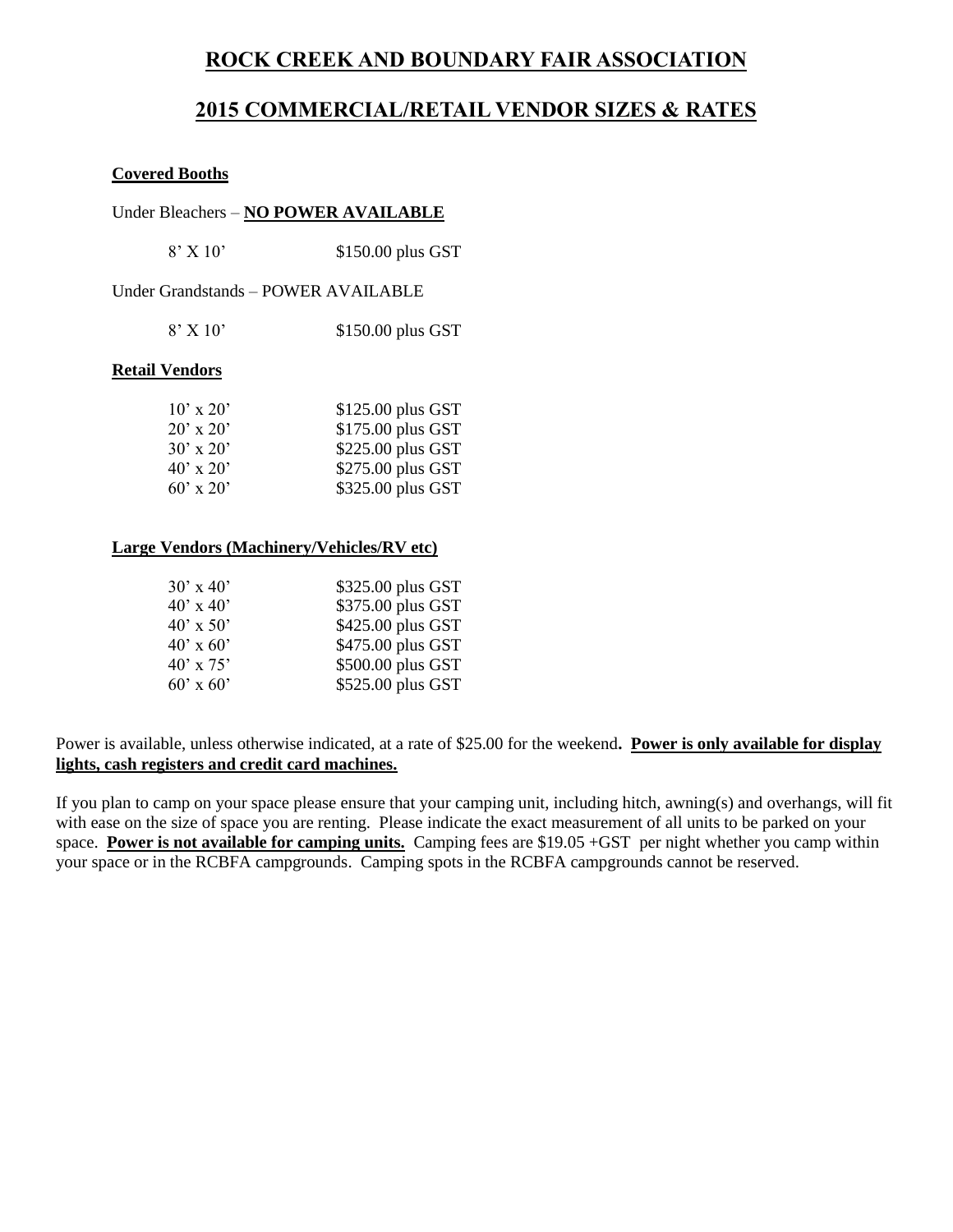# ROCK CREEK AND BOUNDARY FAIR ASSOCIATION

## 2015 COMMERCIAL/RETAIL VENDOR SIZES & RATES

**Covered Booths**

Under Bleachers – **NO POWER AVAILABLE**

| | |
|---|---|
| 8' X 10' | $150.00 plus GST |

Under Grandstands – POWER AVAILABLE

| | |
|---|---|
| 8' X 10' | $150.00 plus GST |

**Retail Vendors**

| | |
|---|---|
| 10' x 20' | $125.00 plus GST |
| 20' x 20' | $175.00 plus GST |
| 30' x 20' | $225.00 plus GST |
| 40' x 20' | $275.00 plus GST |
| 60' x 20' | $325.00 plus GST |

**Large Vendors (Machinery/Vehicles/RV etc)**

| | |
|---|---|
| 30' x 40' | $325.00 plus GST |
| 40' x 40' | $375.00 plus GST |
| 40' x 50' | $425.00 plus GST |
| 40' x 60' | $475.00 plus GST |
| 40' x 75' | $500.00 plus GST |
| 60' x 60' | $525.00 plus GST |

Power is available, unless otherwise indicated, at a rate of $25.00 for the weekend**. Power is only available for display lights, cash registers and credit card machines.**

If you plan to camp on your space please ensure that your camping unit, including hitch, awning(s) and overhangs, will fit with ease on the size of space you are renting. Please indicate the exact measurement of all units to be parked on your space. **Power is not available for camping units.** Camping fees are $19.05 +GST per night whether you camp within your space or in the RCBFA campgrounds. Camping spots in the RCBFA campgrounds cannot be reserved.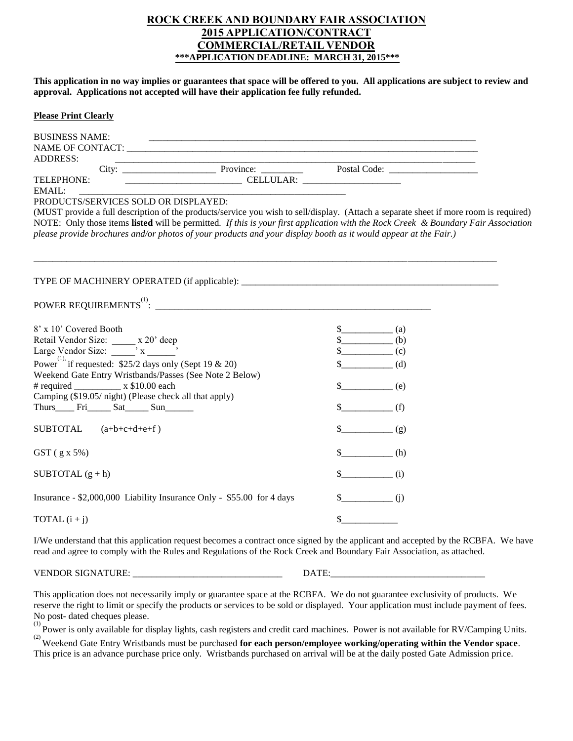# ROCK CREEK AND BOUNDARY FAIR ASSOCIATION
## 2015 APPLICATION/CONTRACT
## COMMERCIAL/RETAIL VENDOR
### \*\*\*APPLICATION DEADLINE: MARCH 31, 2015\*\*\*

**This application in no way implies or guarantees that space will be offered to you. All applications are subject to review and approval. Applications not accepted will have their application fee fully refunded.**

**Please Print Clearly**

BUSINESS NAME: ____________________________________________________________________

NAME OF CONTACT: ____________________________________________________________________

ADDRESS: ____________________________________________________________________

City: ____________________ Province: _________ Postal Code: ___________________

TELEPHONE: ________________________ CELLULAR: ____________________

EMAIL: ____________________________________________________

PRODUCTS/SERVICES SOLD OR DISPLAYED:

(MUST provide a full description of the products/service you wish to sell/display. (Attach a separate sheet if more room is required) NOTE: Only those items **listed** will be permitted. *If this is your first application with the Rock Creek & Boundary Fair Association please provide brochures and/or photos of your products and your display booth as it would appear at the Fair.)*

____________________________________________________________________________________________

TYPE OF MACHINERY OPERATED (if applicable): ________________________________________________

POWER REQUIREMENTS[(1)]: ____________________________________________________

| | |
|---|---|
| 8' x 10' Covered Booth | $__________ (a) |
| Retail Vendor Size: _____ x 20' deep | $__________ (b) |
| Large Vendor Size: _____' x _____' | $__________ (c) |
| Power[(1)] if requested: $25/2 days only (Sept 19 & 20) | $__________ (d) |
| Weekend Gate Entry Wristbands/Passes (See Note 2 Below) # required __________ x $10.00 each | $__________ (e) |
| Camping ($19.05/ night) (Please check all that apply) Thurs____ Fri_____ Sat_____ Sun______ | $__________ (f) |
| SUBTOTAL (a+b+c+d+e+f ) | $__________ (g) |
| GST ( g x 5%) | $__________ (h) |
| SUBTOTAL (g + h) | $__________ (i) |
| Insurance - $2,000,000 Liability Insurance Only - $55.00 for 4 days | $__________ (j) |
| TOTAL (i + j) | $__________ |

I/We understand that this application request becomes a contract once signed by the applicant and accepted by the RCBFA. We have read and agree to comply with the Rules and Regulations of the Rock Creek and Boundary Fair Association, as attached.

VENDOR SIGNATURE: ______________________________ DATE:______________________________

This application does not necessarily imply or guarantee space at the RCBFA. We do not guarantee exclusivity of products. We reserve the right to limit or specify the products or services to be sold or displayed. Your application must include payment of fees. No post- dated cheques please.

[(1)] Power is only available for display lights, cash registers and credit card machines. Power is not available for RV/Camping Units.

[(2)] Weekend Gate Entry Wristbands must be purchased **for each person/employee working/operating within the Vendor space**. This price is an advance purchase price only. Wristbands purchased on arrival will be at the daily posted Gate Admission price.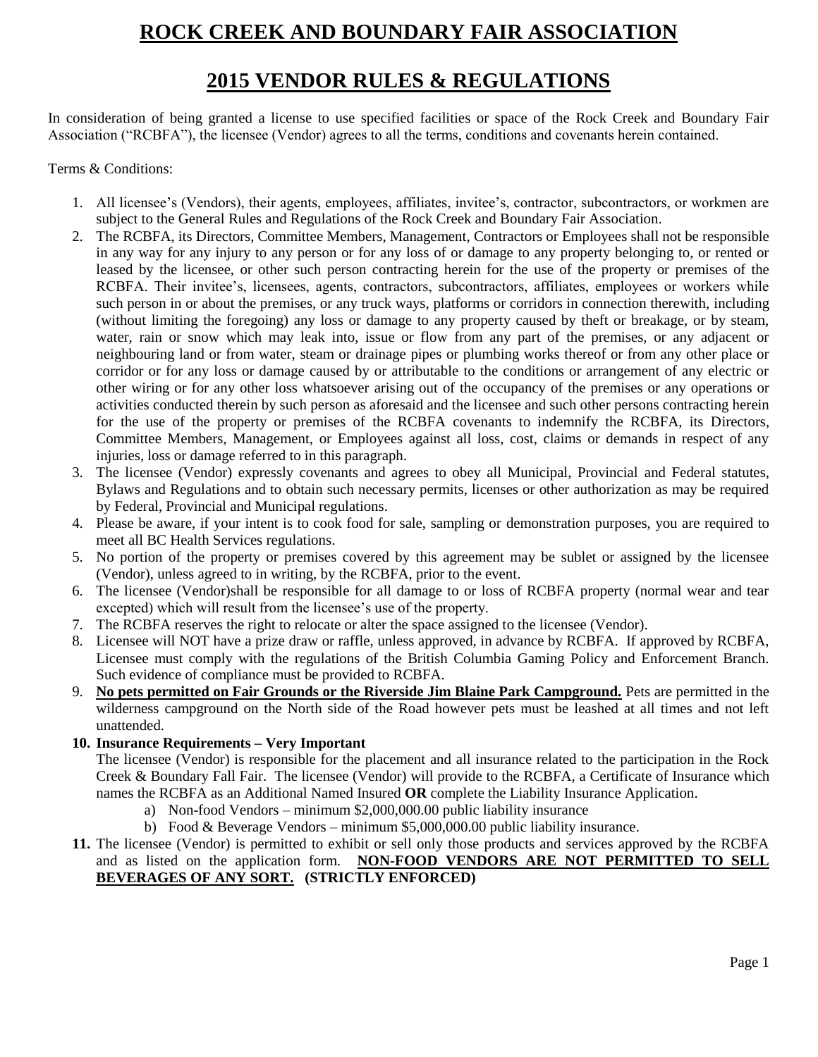# ROCK CREEK AND BOUNDARY FAIR ASSOCIATION

## 2015 VENDOR RULES & REGULATIONS

In consideration of being granted a license to use specified facilities or space of the Rock Creek and Boundary Fair Association ("RCBFA"), the licensee (Vendor) agrees to all the terms, conditions and covenants herein contained.

Terms & Conditions:

1. All licensee's (Vendors), their agents, employees, affiliates, invitee's, contractor, subcontractors, or workmen are subject to the General Rules and Regulations of the Rock Creek and Boundary Fair Association.
2. The RCBFA, its Directors, Committee Members, Management, Contractors or Employees shall not be responsible in any way for any injury to any person or for any loss of or damage to any property belonging to, or rented or leased by the licensee, or other such person contracting herein for the use of the property or premises of the RCBFA. Their invitee's, licensees, agents, contractors, subcontractors, affiliates, employees or workers while such person in or about the premises, or any truck ways, platforms or corridors in connection therewith, including (without limiting the foregoing) any loss or damage to any property caused by theft or breakage, or by steam, water, rain or snow which may leak into, issue or flow from any part of the premises, or any adjacent or neighbouring land or from water, steam or drainage pipes or plumbing works thereof or from any other place or corridor or for any loss or damage caused by or attributable to the conditions or arrangement of any electric or other wiring or for any other loss whatsoever arising out of the occupancy of the premises or any operations or activities conducted therein by such person as aforesaid and the licensee and such other persons contracting herein for the use of the property or premises of the RCBFA covenants to indemnify the RCBFA, its Directors, Committee Members, Management, or Employees against all loss, cost, claims or demands in respect of any injuries, loss or damage referred to in this paragraph.
3. The licensee (Vendor) expressly covenants and agrees to obey all Municipal, Provincial and Federal statutes, Bylaws and Regulations and to obtain such necessary permits, licenses or other authorization as may be required by Federal, Provincial and Municipal regulations.
4. Please be aware, if your intent is to cook food for sale, sampling or demonstration purposes, you are required to meet all BC Health Services regulations.
5. No portion of the property or premises covered by this agreement may be sublet or assigned by the licensee (Vendor), unless agreed to in writing, by the RCBFA, prior to the event.
6. The licensee (Vendor)shall be responsible for all damage to or loss of RCBFA property (normal wear and tear excepted) which will result from the licensee's use of the property.
7. The RCBFA reserves the right to relocate or alter the space assigned to the licensee (Vendor).
8. Licensee will NOT have a prize draw or raffle, unless approved, in advance by RCBFA. If approved by RCBFA, Licensee must comply with the regulations of the British Columbia Gaming Policy and Enforcement Branch. Such evidence of compliance must be provided to RCBFA.
9. **No pets permitted on Fair Grounds or the Riverside Jim Blaine Park Campground.** Pets are permitted in the wilderness campground on the North side of the Road however pets must be leashed at all times and not left unattended.
10. **Insurance Requirements – Very Important**
    The licensee (Vendor) is responsible for the placement and all insurance related to the participation in the Rock Creek & Boundary Fall Fair. The licensee (Vendor) will provide to the RCBFA, a Certificate of Insurance which names the RCBFA as an Additional Named Insured **OR** complete the Liability Insurance Application.
    a) Non-food Vendors – minimum $2,000,000.00 public liability insurance
    b) Food & Beverage Vendors – minimum $5,000,000.00 public liability insurance.
11. The licensee (Vendor) is permitted to exhibit or sell only those products and services approved by the RCBFA and as listed on the application form. **NON-FOOD VENDORS ARE NOT PERMITTED TO SELL BEVERAGES OF ANY SORT. (STRICTLY ENFORCED)**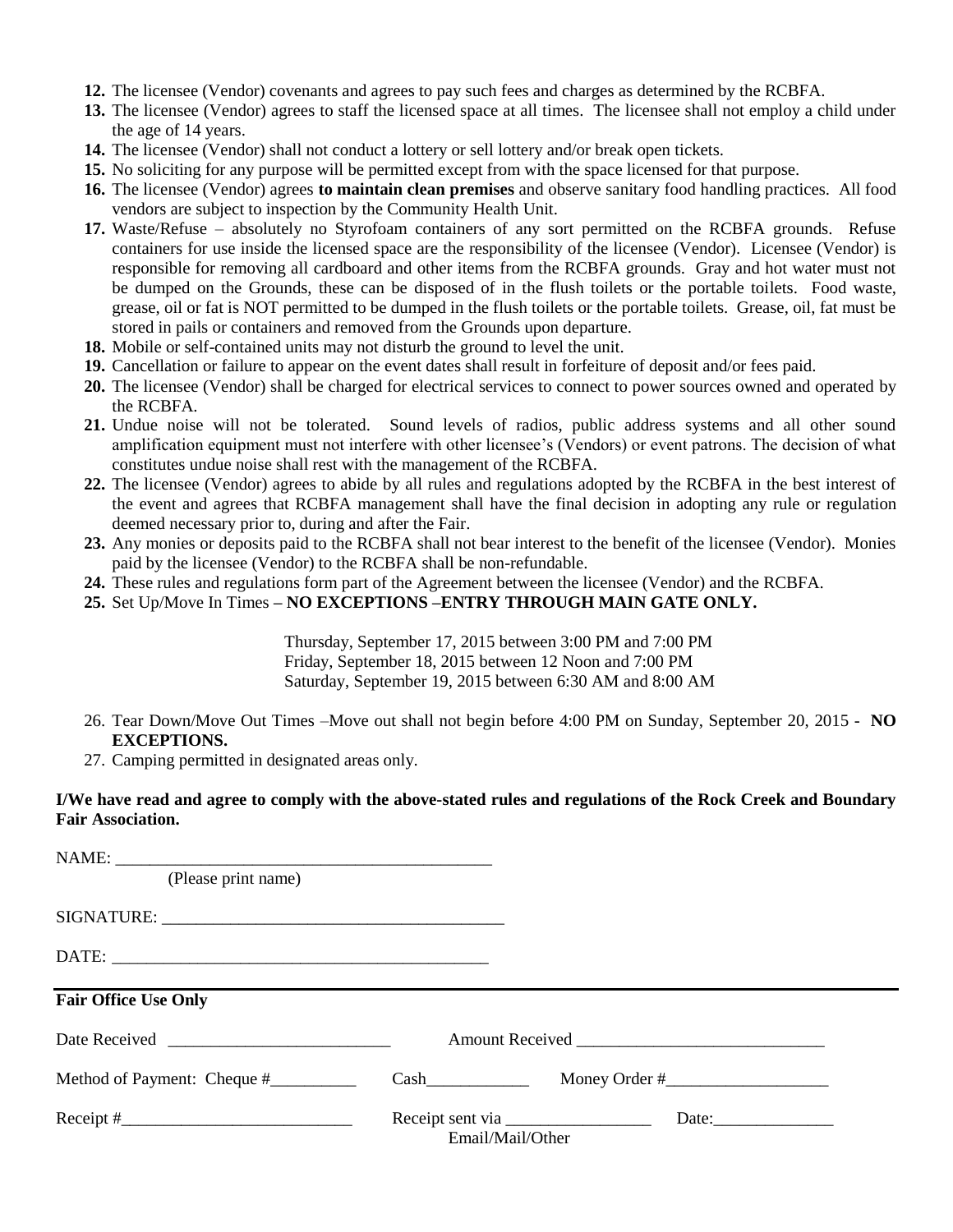12. The licensee (Vendor) covenants and agrees to pay such fees and charges as determined by the RCBFA.
13. The licensee (Vendor) agrees to staff the licensed space at all times. The licensee shall not employ a child under the age of 14 years.
14. The licensee (Vendor) shall not conduct a lottery or sell lottery and/or break open tickets.
15. No soliciting for any purpose will be permitted except from with the space licensed for that purpose.
16. The licensee (Vendor) agrees **to maintain clean premises** and observe sanitary food handling practices. All food vendors are subject to inspection by the Community Health Unit.
17. Waste/Refuse – absolutely no Styrofoam containers of any sort permitted on the RCBFA grounds. Refuse containers for use inside the licensed space are the responsibility of the licensee (Vendor). Licensee (Vendor) is responsible for removing all cardboard and other items from the RCBFA grounds. Gray and hot water must not be dumped on the Grounds, these can be disposed of in the flush toilets or the portable toilets. Food waste, grease, oil or fat is NOT permitted to be dumped in the flush toilets or the portable toilets. Grease, oil, fat must be stored in pails or containers and removed from the Grounds upon departure.
18. Mobile or self-contained units may not disturb the ground to level the unit.
19. Cancellation or failure to appear on the event dates shall result in forfeiture of deposit and/or fees paid.
20. The licensee (Vendor) shall be charged for electrical services to connect to power sources owned and operated by the RCBFA.
21. Undue noise will not be tolerated. Sound levels of radios, public address systems and all other sound amplification equipment must not interfere with other licensee's (Vendors) or event patrons. The decision of what constitutes undue noise shall rest with the management of the RCBFA.
22. The licensee (Vendor) agrees to abide by all rules and regulations adopted by the RCBFA in the best interest of the event and agrees that RCBFA management shall have the final decision in adopting any rule or regulation deemed necessary prior to, during and after the Fair.
23. Any monies or deposits paid to the RCBFA shall not bear interest to the benefit of the licensee (Vendor). Monies paid by the licensee (Vendor) to the RCBFA shall be non-refundable.
24. These rules and regulations form part of the Agreement between the licensee (Vendor) and the RCBFA.
25. Set Up/Move In Times **– NO EXCEPTIONS –ENTRY THROUGH MAIN GATE ONLY.**

    Thursday, September 17, 2015 between 3:00 PM and 7:00 PM
    Friday, September 18, 2015 between 12 Noon and 7:00 PM
    Saturday, September 19, 2015 between 6:30 AM and 8:00 AM

26. Tear Down/Move Out Times –Move out shall not begin before 4:00 PM on Sunday, September 20, 2015 - **NO EXCEPTIONS.**
27. Camping permitted in designated areas only.

**I/We have read and agree to comply with the above-stated rules and regulations of the Rock Creek and Boundary Fair Association.**

NAME: ____________________________________________
(Please print name)

SIGNATURE: ________________________________________

DATE: _____________________________________________

**Fair Office Use Only**

Date Received __________________________ Amount Received _____________________________

Method of Payment: Cheque #__________ Cash____________ Money Order #___________________

Receipt #___________________________ Receipt sent via _________________ Date:______________
Email/Mail/Other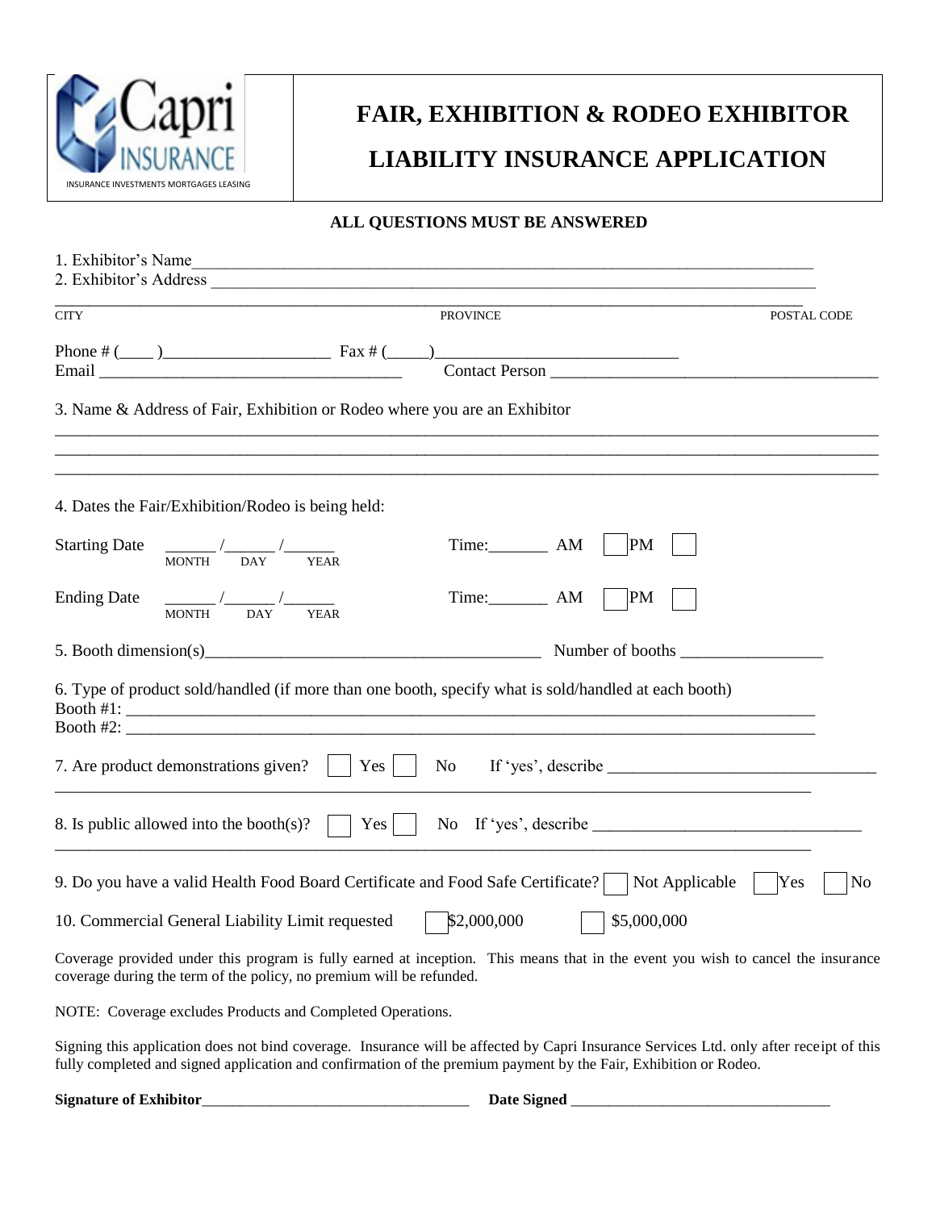Capri INSURANCE

INSURANCE INVESTMENTS MORTGAGES LEASING

# FAIR, EXHIBITION & RODEO EXHIBITOR LIABILITY INSURANCE APPLICATION

**ALL QUESTIONS MUST BE ANSWERED**

1. Exhibitor's Name_______________________________________________________________________________
2. Exhibitor's Address ______________________________________________________________________________

_____________________________________________________________________________________________

CITY PROVINCE POSTAL CODE

Phone # (____ )___________________ Fax # (_____)____________________________

Email ___________________________________ Contact Person ______________________________________

3. Name & Address of Fair, Exhibition or Rodeo where you are an Exhibitor

_____________________________________________________________________________________________

_____________________________________________________________________________________________

_____________________________________________________________________________________________

4. Dates the Fair/Exhibition/Rodeo is being held:

Starting Date ______ /______ /______ Time:_______ AM ☐ PM ☐
MONTH DAY YEAR

Ending Date ______ /______ /______ Time:_______ AM ☐ PM ☐
MONTH DAY YEAR

5. Booth dimension(s)________________________________________ Number of booths _________________

6. Type of product sold/handled (if more than one booth, specify what is sold/handled at each booth)

Booth #1: _______________________________________________________________________________

Booth #2: _______________________________________________________________________________

7. Are product demonstrations given? ☐ Yes ☐ No If 'yes', describe _______________________________

_____________________________________________________________________________________________

8. Is public allowed into the booth(s)? ☐ Yes ☐ No If 'yes', describe _______________________________

_____________________________________________________________________________________________

9. Do you have a valid Health Food Board Certificate and Food Safe Certificate? ☐ Not Applicable ☐ Yes ☐ No

10. Commercial General Liability Limit requested ☐ $2,000,000 ☐ $5,000,000

Coverage provided under this program is fully earned at inception. This means that in the event you wish to cancel the insurance coverage during the term of the policy, no premium will be refunded.

NOTE: Coverage excludes Products and Completed Operations.

Signing this application does not bind coverage. Insurance will be affected by Capri Insurance Services Ltd. only after receipt of this fully completed and signed application and confirmation of the premium payment by the Fair, Exhibition or Rodeo.

**Signature of Exhibitor**___________________________________ **Date Signed** __________________________________